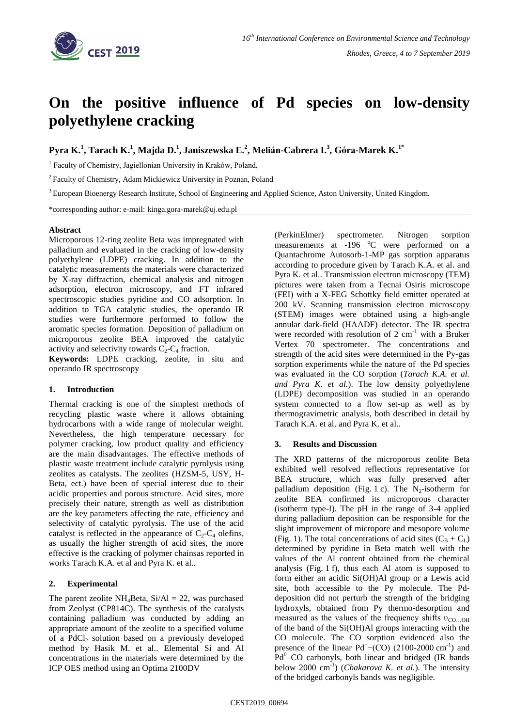# On the positive influence of Pd species on low-density polyethylene cracking

**Pyra K.[1], Tarach K.[1], Majda D.[1], Janiszewska E.[2], Melián-Cabrera I.[3], Góra-Marek K.[1*]**

[1] Faculty of Chemistry, Jagiellonian University in Kraków, Poland,

[2] Faculty of Chemistry, Adam Mickiewicz University in Poznan, Poland

[3] European Bioenergy Research Institute, School of Engineering and Applied Science, Aston University, United Kingdom.

*corresponding author: e-mail: kinga.gora-marek@uj.edu.pl

**Abstract**

Microporous 12-ring zeolite Beta was impregnated with palladium and evaluated in the cracking of low-density polyethylene (LDPE) cracking. In addition to the catalytic measurements the materials were characterized by X-ray diffraction, chemical analysis and nitrogen adsorption, electron microscopy, and FT infrared spectroscopic studies pyridine and CO adsorption. In addition to TGA catalytic studies, the operando IR studies were furthermore performed to follow the aromatic species formation. Deposition of palladium on microporous zeolite BEA improved the catalytic activity and selectivity towards $C_2$-$C_4$ fraction.

**Keywords:** LDPE cracking, zeolite, in situ and operando IR spectroscopy

## 1. Introduction

Thermal cracking is one of the simplest methods of recycling plastic waste where it allows obtaining hydrocarbons with a wide range of molecular weight. Nevertheless, the high temperature necessary for polymer cracking, low product quality and efficiency are the main disadvantages. The effective methods of plastic waste treatment include catalytic pyrolysis using zeolites as catalysts. The zeolites (HZSM-5, USY, H-Beta, ect.) have been of special interest due to their acidic properties and porous structure. Acid sites, more precisely their nature, strength as well as distribution are the key parameters affecting the rate, efficiency and selectivity of catalytic pyrolysis. The use of the acid catalyst is reflected in the appearance of $C_2$-$C_4$ olefins, as usually the higher strength of acid sites, the more effective is the cracking of polymer chainsas reported in works Tarach K.A. et al and Pyra K. et al..

## 2. Experimental

The parent zeolite $NH_4$Beta, Si/Al = 22, was purchased from Zeolyst (CP814C). The synthesis of the catalysts containing palladium was conducted by adding an appropriate amount of the zeolite to a specified volume of a $PdCl_2$ solution based on a previously developed method by Hasik M. et al.. Elemental Si and Al concentrations in the materials were determined by the ICP OES method using an Optima 2100DV (PerkinElmer) spectrometer. Nitrogen sorption measurements at -196 °C were performed on a Quantachrome Autosorb-1-MP gas sorption apparatus according to procedure given by Tarach K.A. et al. and Pyra K. et al.. Transmission electron microscopy (TEM) pictures were taken from a Tecnai Osiris microscope (FEI) with a X-FEG Schottky field emitter operated at 200 kV. Scanning transmission electron microscopy (STEM) images were obtained using a high-angle annular dark-field (HAADF) detector. The IR spectra were recorded with resolution of 2 $cm^{-1}$ with a Bruker Vertex 70 spectrometer. The concentrations and strength of the acid sites were determined in the Py-gas sorption experiments while the nature of the Pd species was evaluated in the CO sorption (*Tarach K.A. et al. and Pyra K. et al.*). The low density polyethylene (LDPE) decomposition was studied in an operando system connected to a flow set-up as well as by thermogravimetric analysis, both described in detail by Tarach K.A. et al. and Pyra K. et al..

## 3. Results and Discussion

The XRD patterns of the microporous zeolite Beta exhibited well resolved reflections representative for BEA structure, which was fully preserved after palladium deposition (Fig. 1 c). The $N_2$-isotherm for zeolite BEA confirmed its microporous character (isotherm type-I). The pH in the range of 3-4 applied during palladium deposition can be responsible for the slight improvement of micropore and mesopore volume (Fig. 1). The total concentrations of acid sites ($C_B$ + $C_L$) determined by pyridine in Beta match well with the values of the Al content obtained from the chemical analysis (Fig. 1 f), thus each Al atom is supposed to form either an acidic Si(OH)Al group or a Lewis acid site, both accessible to the Py molecule. The Pd-deposition did not perturb the strength of the bridging hydroxyls, obtained from Py thermo-desorption and measured as the values of the frequency shifts $\upsilon_{CO...OH}$ of the band of the Si(OH)Al groups interacting with the CO molecule. The CO sorption evidenced also the presence of the linear $Pd^+$–(CO) (2100-2000 $cm^{-1}$) and $Pd^0$–CO carbonyls, both linear and bridged (IR bands below 2000 $cm^{-1}$) (*Chakarova K. et al.*). The intensity of the bridged carbonyls bands was negligible.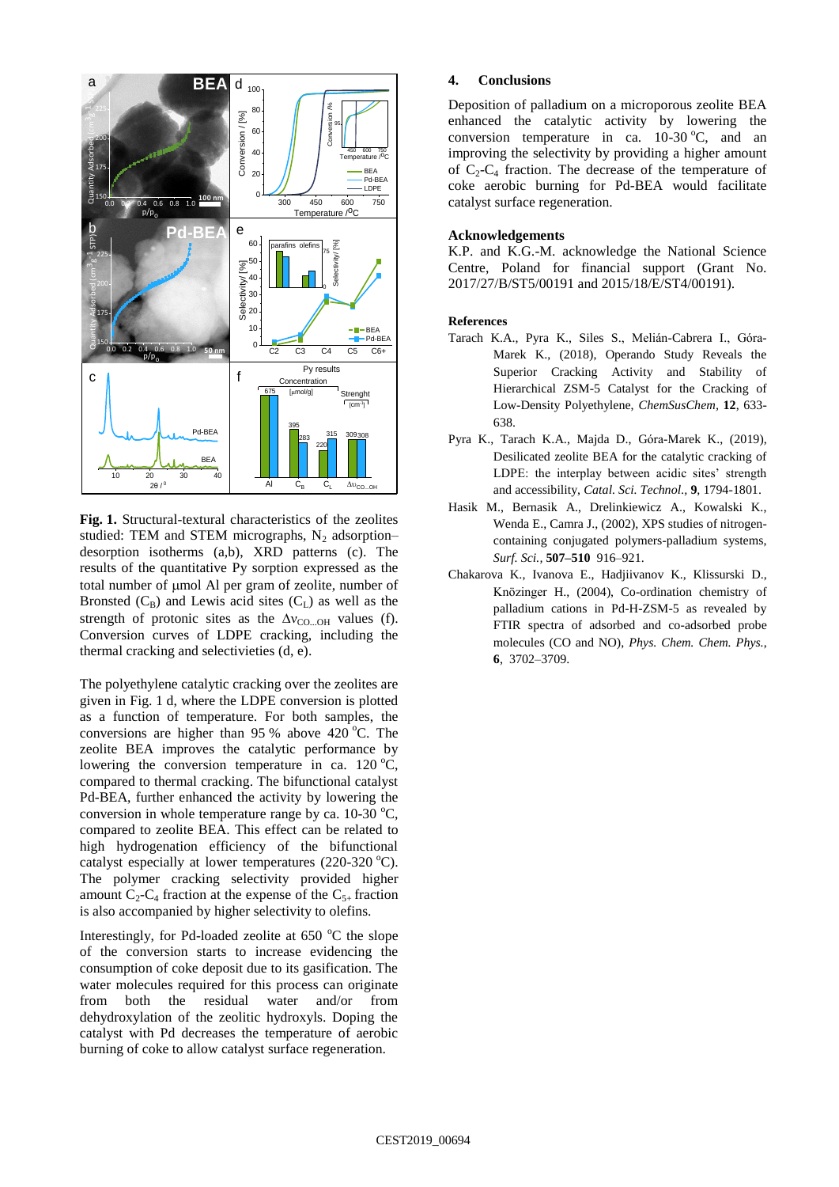a BEA

Quantity Adsorbed (cm³g⁻¹ STP)

225

200

175

150

0.0 0.2 0.4 0.6 0.8 1.0

p/p$_0$

100 nm

b Pd-BEA

Quantity Adsorbed (cm³g⁻¹ STP)

225

200

175

150

0.0 0.2 0.4 0.6 0.8 1.0

p/p$_0$

50 nm

c

Pd-BEA

BEA

10 20 30 40

2θ / °

d

Conversion / [%]

100

80

60

40

20

0

300 450 600 750

Temperature /°C

Conversion /%

95

450 600 750

Temperature /°C

BEA

Pd-BEA

LDPE

e

Selectivity / [%]

60

50

40

30

20

10

0

C2 C3 C4 C5 C6+

parafins olefins

75

0

Selectivity / [%]

BEA

Pd-BEA

f

Py results

Concentration

[μmol/g]

Strenght

[cm⁻¹]

675

395

283

315

220

309 308

Al C$_B$ C$_L$ Δν$_{CO...OH}$

**Fig. 1.** Structural-textural characteristics of the zeolites studied: TEM and STEM micrographs, $N_2$ adsorption–desorption isotherms (a,b), XRD patterns (c). The results of the quantitative Py sorption expressed as the total number of μmol Al per gram of zeolite, number of Bronsted ($C_B$) and Lewis acid sites ($C_L$) as well as the strength of protonic sites as the $\Delta\nu_{CO...OH}$ values (f). Conversion curves of LDPE cracking, including the thermal cracking and selectivieties (d, e).

The polyethylene catalytic cracking over the zeolites are given in Fig. 1 d, where the LDPE conversion is plotted as a function of temperature. For both samples, the conversions are higher than 95 % above 420 °C. The zeolite BEA improves the catalytic performance by lowering the conversion temperature in ca. 120 °C, compared to thermal cracking. The bifunctional catalyst Pd-BEA, further enhanced the activity by lowering the conversion in whole temperature range by ca. 10-30 °C, compared to zeolite BEA. This effect can be related to high hydrogenation efficiency of the bifunctional catalyst especially at lower temperatures (220-320 °C). The polymer cracking selectivity provided higher amount $C_2$-$C_4$ fraction at the expense of the $C_{5+}$ fraction is also accompanied by higher selectivity to olefins.

Interestingly, for Pd-loaded zeolite at 650 °C the slope of the conversion starts to increase evidencing the consumption of coke deposit due to its gasification. The water molecules required for this process can originate from both the residual water and/or from dehydroxylation of the zeolitic hydroxyls. Doping the catalyst with Pd decreases the temperature of aerobic burning of coke to allow catalyst surface regeneration.

## 4. Conclusions

Deposition of palladium on a microporous zeolite BEA enhanced the catalytic activity by lowering the conversion temperature in ca. 10-30 °C, and an improving the selectivity by providing a higher amount of $C_2$-$C_4$ fraction. The decrease of the temperature of coke aerobic burning for Pd-BEA would facilitate catalyst surface regeneration.

## Acknowledgements

K.P. and K.G.-M. acknowledge the National Science Centre, Poland for financial support (Grant No. 2017/27/B/ST5/00191 and 2015/18/E/ST4/00191).

## References

Tarach K.A., Pyra K., Siles S., Melián-Cabrera I., Góra-Marek K., (2018), Operando Study Reveals the Superior Cracking Activity and Stability of Hierarchical ZSM-5 Catalyst for the Cracking of Low-Density Polyethylene, *ChemSusChem*, **12**, 633-638.

Pyra K., Tarach K.A., Majda D., Góra-Marek K., (2019), Desilicated zeolite BEA for the catalytic cracking of LDPE: the interplay between acidic sites' strength and accessibility, *Catal. Sci. Technol.*, **9**, 1794-1801.

Hasik M., Bernasik A., Drelinkiewicz A., Kowalski K., Wenda E., Camra J., (2002), XPS studies of nitrogen-containing conjugated polymers-palladium systems, *Surf. Sci.*, **507–510** 916–921.

Chakarova K., Ivanova E., Hadjiivanov K., Klissurski D., Knözinger H., (2004), Co-ordination chemistry of palladium cations in Pd-H-ZSM-5 as revealed by FTIR spectra of adsorbed and co-adsorbed probe molecules (CO and NO), *Phys. Chem. Chem. Phys.*, **6**, 3702–3709.